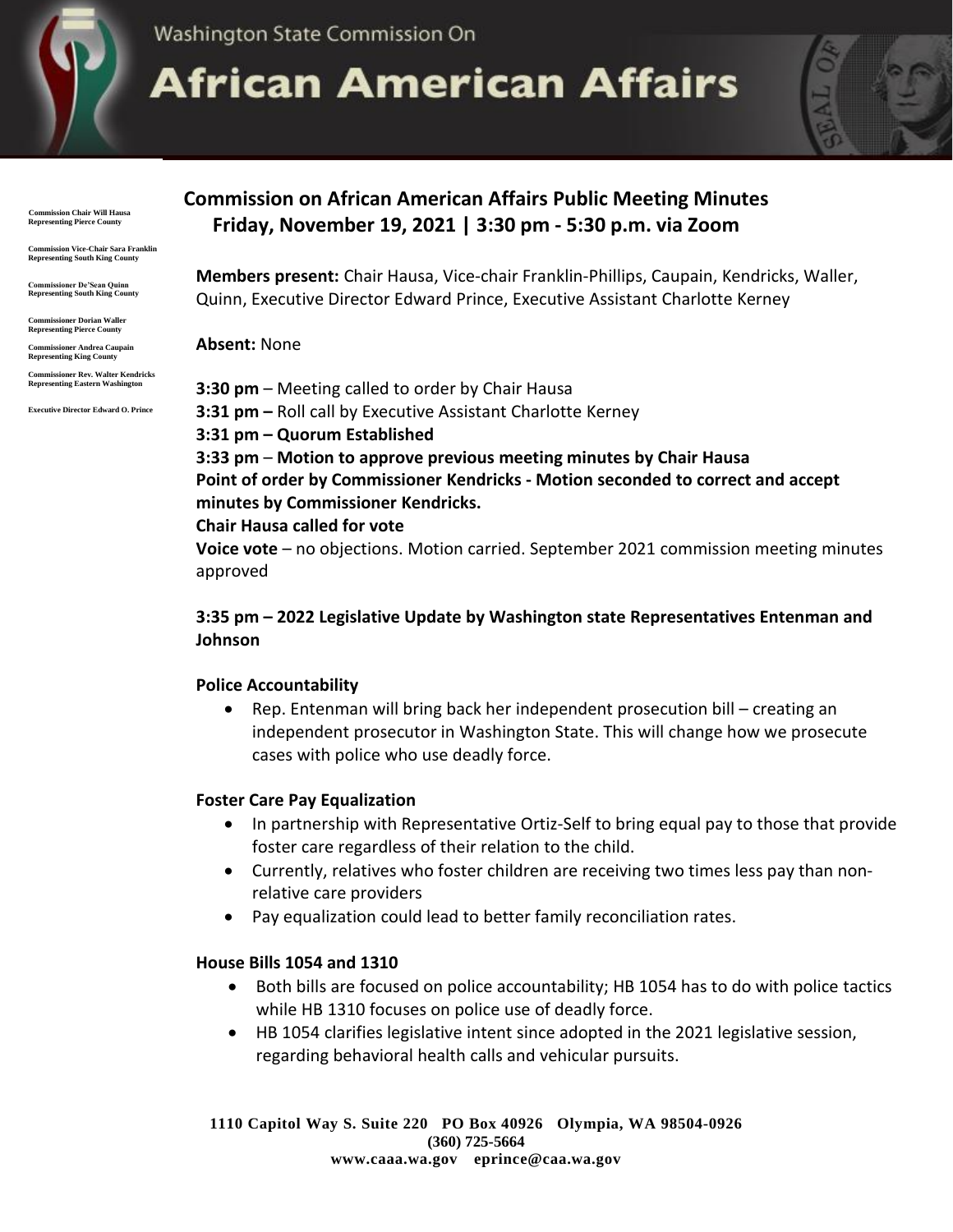Washington State Commission On

# African American Affairs

Commission Chair Will Hausa
Representing Pierce County

Commission Vice-Chair Sara Franklin
Representing South King County

Commissioner De'Sean Quinn
Representing South King County

Commissioner Dorian Waller
Representing Pierce County

Commissioner Andrea Caupain
Representing King County

Commissioner Rev. Walter Kendricks
Representing Eastern Washington

Executive Director Edward O. Prince

## Commission on African American Affairs Public Meeting Minutes
## Friday, November 19, 2021 | 3:30 pm - 5:30 p.m. via Zoom

**Members present:** Chair Hausa, Vice-chair Franklin-Phillips, Caupain, Kendricks, Waller, Quinn, Executive Director Edward Prince, Executive Assistant Charlotte Kerney

**Absent:** None

**3:30 pm** – Meeting called to order by Chair Hausa
**3:31 pm –** Roll call by Executive Assistant Charlotte Kerney
**3:31 pm – Quorum Established**
**3:33 pm** – **Motion to approve previous meeting minutes by Chair Hausa**
**Point of order by Commissioner Kendricks - Motion seconded to correct and accept minutes by Commissioner Kendricks.**
**Chair Hausa called for vote**
**Voice vote** – no objections. Motion carried. September 2021 commission meeting minutes approved

**3:35 pm – 2022 Legislative Update by Washington state Representatives Entenman and Johnson**

**Police Accountability**

- Rep. Entenman will bring back her independent prosecution bill – creating an independent prosecutor in Washington State. This will change how we prosecute cases with police who use deadly force.

**Foster Care Pay Equalization**

- In partnership with Representative Ortiz-Self to bring equal pay to those that provide foster care regardless of their relation to the child.
- Currently, relatives who foster children are receiving two times less pay than non-relative care providers
- Pay equalization could lead to better family reconciliation rates.

**House Bills 1054 and 1310**

- Both bills are focused on police accountability; HB 1054 has to do with police tactics while HB 1310 focuses on police use of deadly force.
- HB 1054 clarifies legislative intent since adopted in the 2021 legislative session, regarding behavioral health calls and vehicular pursuits.

1110 Capitol Way S. Suite 220 PO Box 40926 Olympia, WA 98504-0926
(360) 725-5664
www.caaa.wa.gov eprince@caa.wa.gov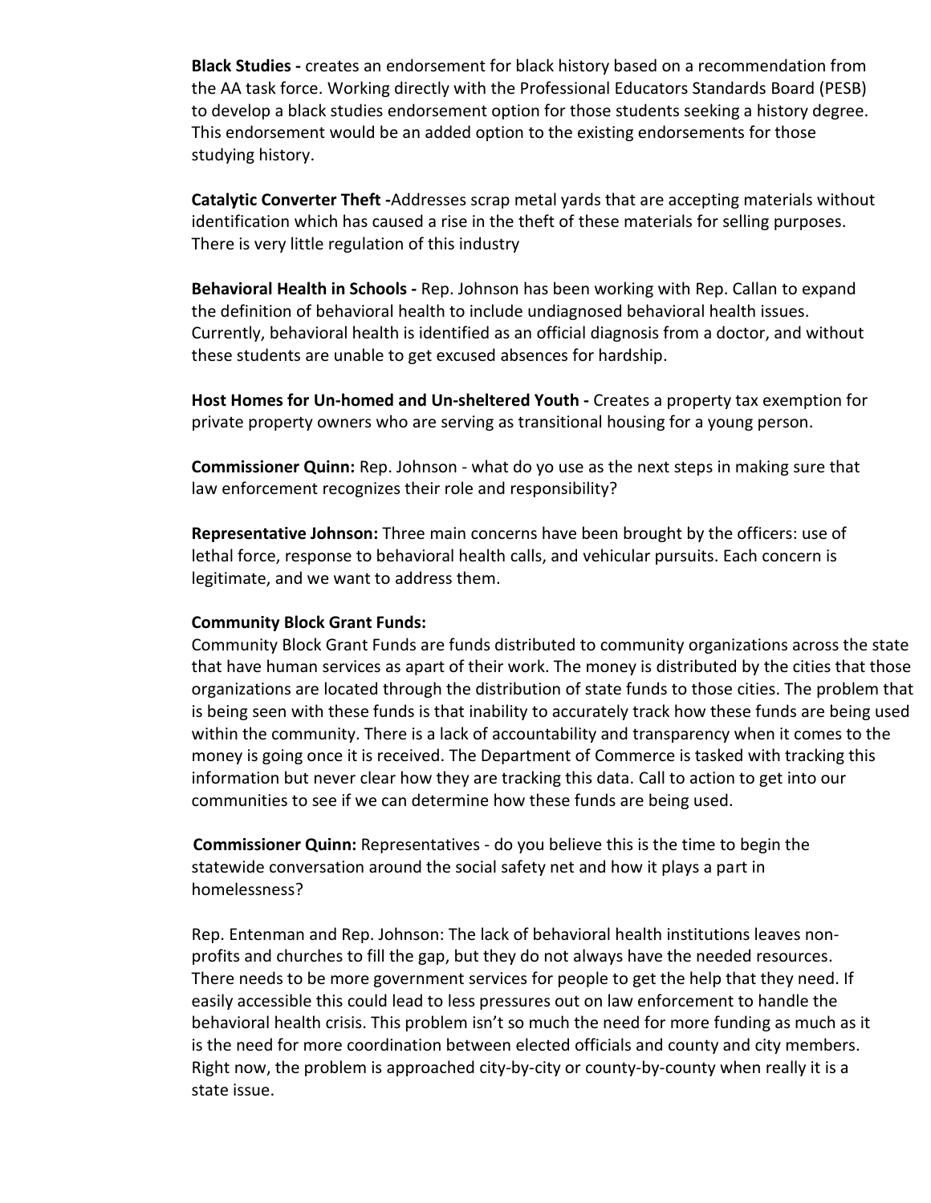**Black Studies -** creates an endorsement for black history based on a recommendation from the AA task force. Working directly with the Professional Educators Standards Board (PESB) to develop a black studies endorsement option for those students seeking a history degree. This endorsement would be an added option to the existing endorsements for those studying history.

**Catalytic Converter Theft -**Addresses scrap metal yards that are accepting materials without identification which has caused a rise in the theft of these materials for selling purposes. There is very little regulation of this industry

**Behavioral Health in Schools -** Rep. Johnson has been working with Rep. Callan to expand the definition of behavioral health to include undiagnosed behavioral health issues. Currently, behavioral health is identified as an official diagnosis from a doctor, and without these students are unable to get excused absences for hardship.

**Host Homes for Un-homed and Un-sheltered Youth -** Creates a property tax exemption for private property owners who are serving as transitional housing for a young person.

**Commissioner Quinn:** Rep. Johnson - what do yo use as the next steps in making sure that law enforcement recognizes their role and responsibility?

**Representative Johnson:** Three main concerns have been brought by the officers: use of lethal force, response to behavioral health calls, and vehicular pursuits. Each concern is legitimate, and we want to address them.

**Community Block Grant Funds:**
Community Block Grant Funds are funds distributed to community organizations across the state that have human services as apart of their work. The money is distributed by the cities that those organizations are located through the distribution of state funds to those cities. The problem that is being seen with these funds is that inability to accurately track how these funds are being used within the community. There is a lack of accountability and transparency when it comes to the money is going once it is received. The Department of Commerce is tasked with tracking this information but never clear how they are tracking this data. Call to action to get into our communities to see if we can determine how these funds are being used.

**Commissioner Quinn:** Representatives - do you believe this is the time to begin the statewide conversation around the social safety net and how it plays a part in homelessness?

Rep. Entenman and Rep. Johnson: The lack of behavioral health institutions leaves non-profits and churches to fill the gap, but they do not always have the needed resources. There needs to be more government services for people to get the help that they need. If easily accessible this could lead to less pressures out on law enforcement to handle the behavioral health crisis. This problem isn't so much the need for more funding as much as it is the need for more coordination between elected officials and county and city members. Right now, the problem is approached city-by-city or county-by-county when really it is a state issue.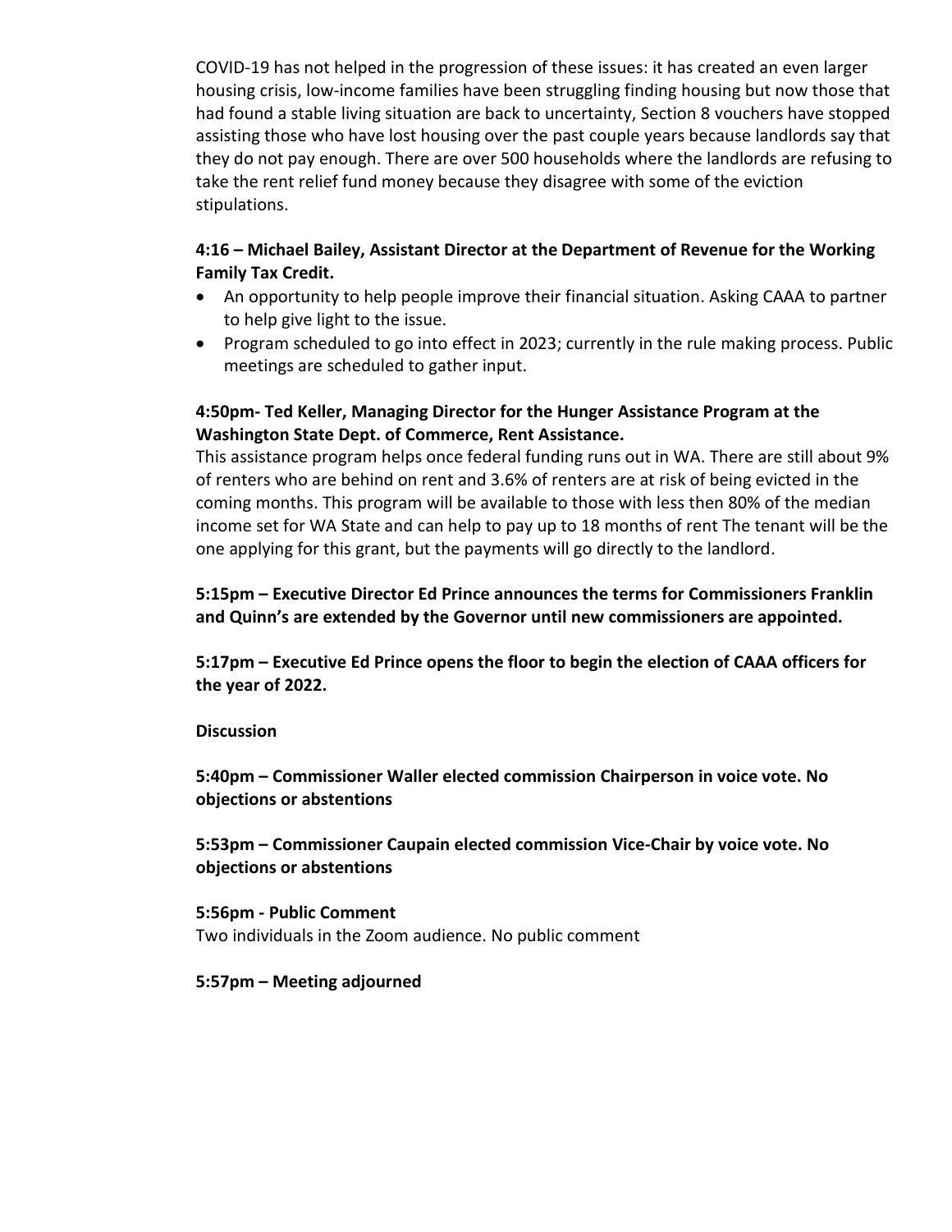COVID-19 has not helped in the progression of these issues: it has created an even larger housing crisis, low-income families have been struggling finding housing but now those that had found a stable living situation are back to uncertainty, Section 8 vouchers have stopped assisting those who have lost housing over the past couple years because landlords say that they do not pay enough. There are over 500 households where the landlords are refusing to take the rent relief fund money because they disagree with some of the eviction stipulations.

**4:16 – Michael Bailey, Assistant Director at the Department of Revenue for the Working Family Tax Credit.**

- An opportunity to help people improve their financial situation. Asking CAAA to partner to help give light to the issue.
- Program scheduled to go into effect in 2023; currently in the rule making process. Public meetings are scheduled to gather input.

**4:50pm- Ted Keller, Managing Director for the Hunger Assistance Program at the Washington State Dept. of Commerce, Rent Assistance.**

This assistance program helps once federal funding runs out in WA. There are still about 9% of renters who are behind on rent and 3.6% of renters are at risk of being evicted in the coming months. This program will be available to those with less then 80% of the median income set for WA State and can help to pay up to 18 months of rent The tenant will be the one applying for this grant, but the payments will go directly to the landlord.

**5:15pm – Executive Director Ed Prince announces the terms for Commissioners Franklin and Quinn's are extended by the Governor until new commissioners are appointed.**

**5:17pm – Executive Ed Prince opens the floor to begin the election of CAAA officers for the year of 2022.**

**Discussion**

**5:40pm – Commissioner Waller elected commission Chairperson in voice vote. No objections or abstentions**

**5:53pm – Commissioner Caupain elected commission Vice-Chair by voice vote. No objections or abstentions**

**5:56pm - Public Comment**

Two individuals in the Zoom audience. No public comment

**5:57pm – Meeting adjourned**